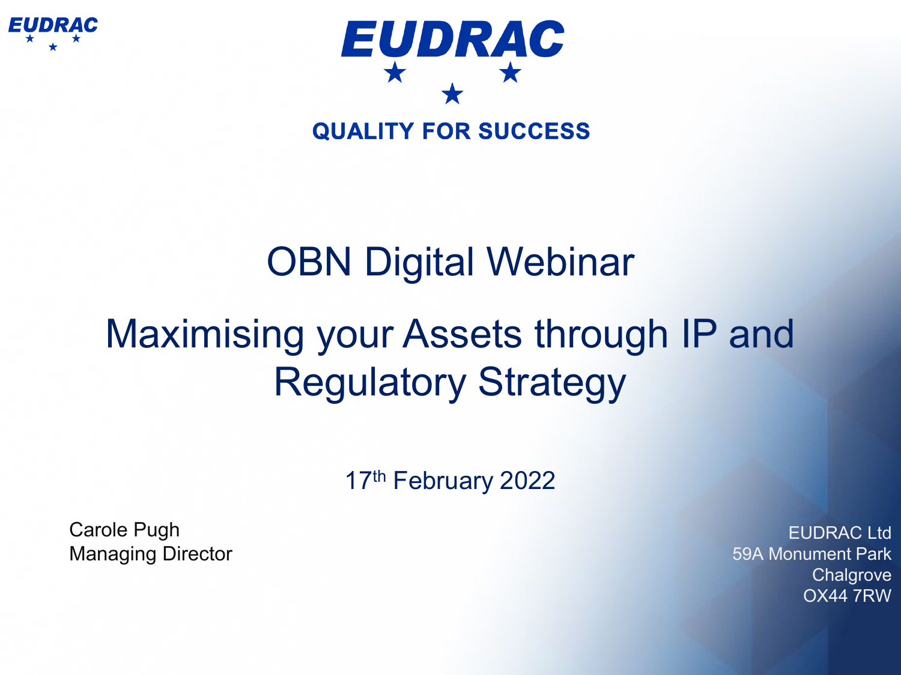EUDRAC

# EUDRAC

**QUALITY FOR SUCCESS**

# OBN Digital Webinar

# Maximising your Assets through IP and Regulatory Strategy

17th February 2022

Carole Pugh
Managing Director

EUDRAC Ltd
59A Monument Park
Chalgrove
OX44 7RW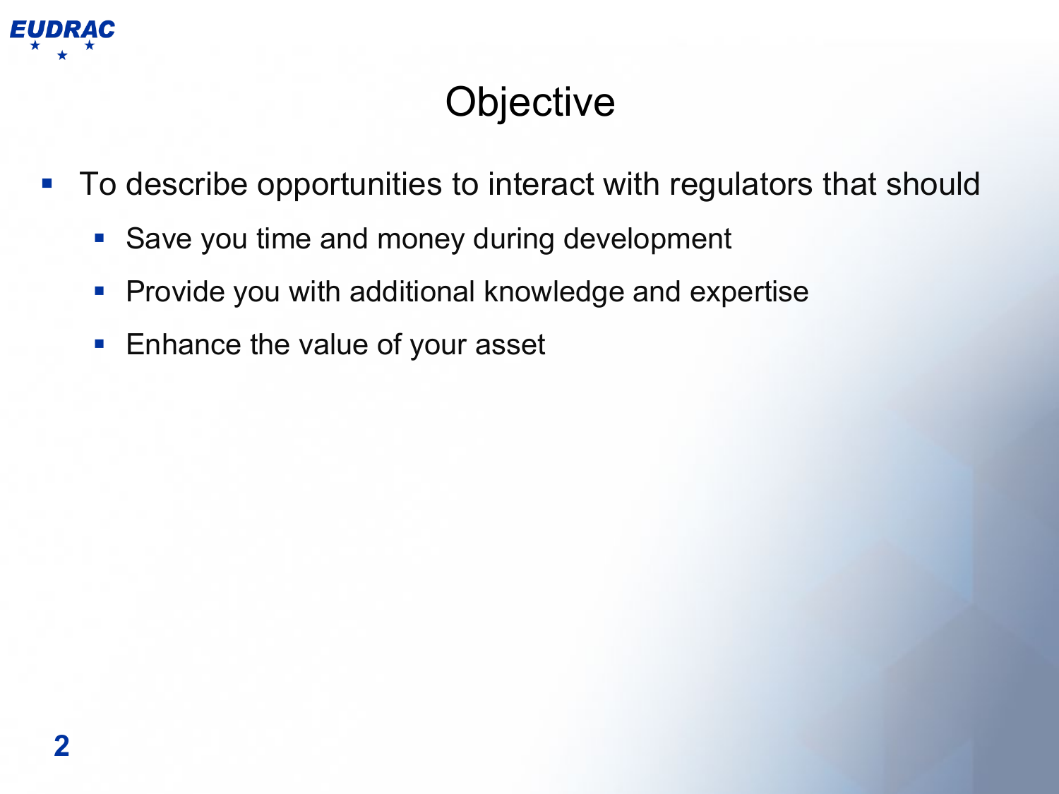# Objective

- To describe opportunities to interact with regulators that should
  - Save you time and money during development
  - Provide you with additional knowledge and expertise
  - Enhance the value of your asset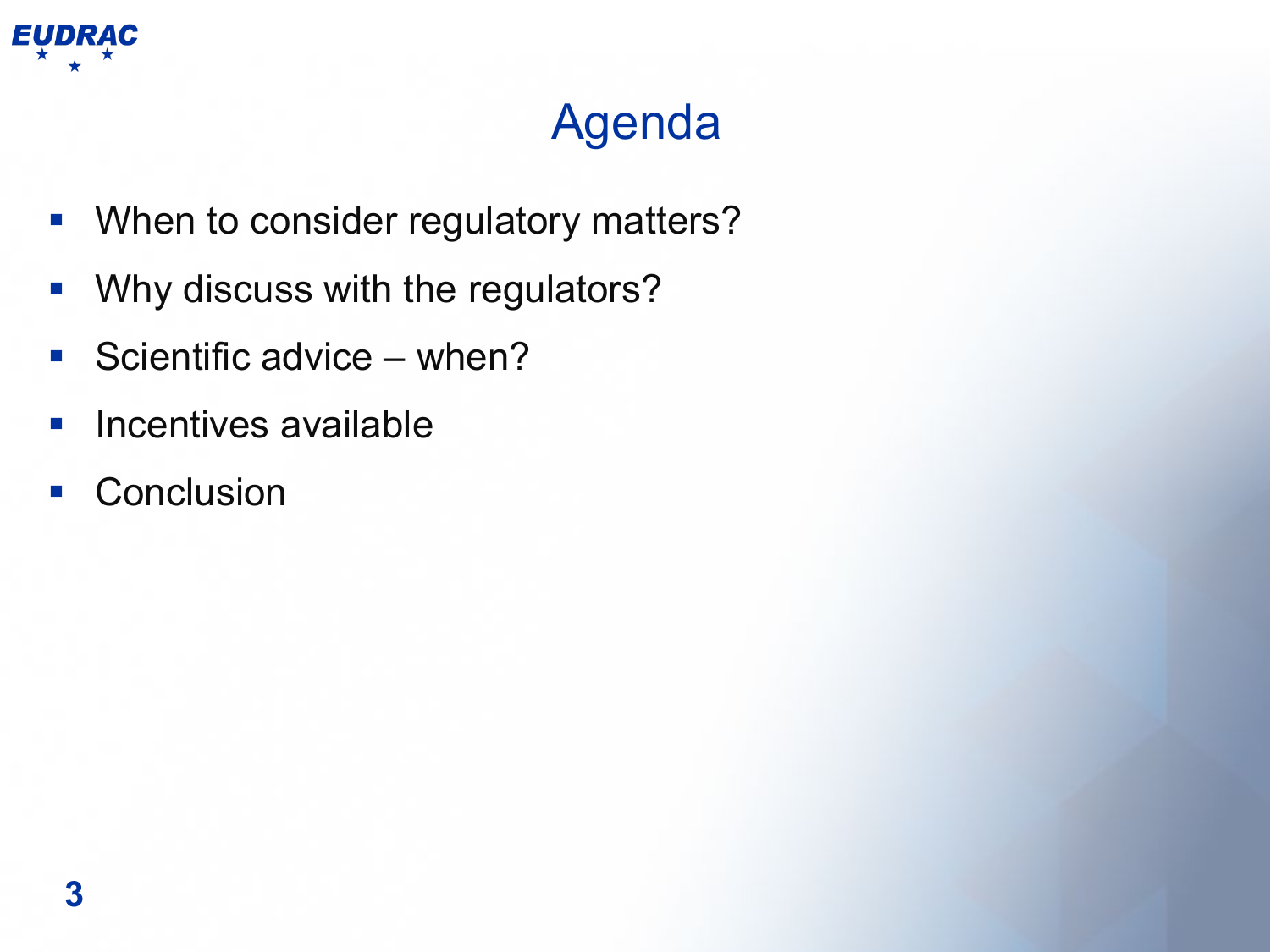# Agenda

- When to consider regulatory matters?
- Why discuss with the regulators?
- Scientific advice – when?
- Incentives available
- Conclusion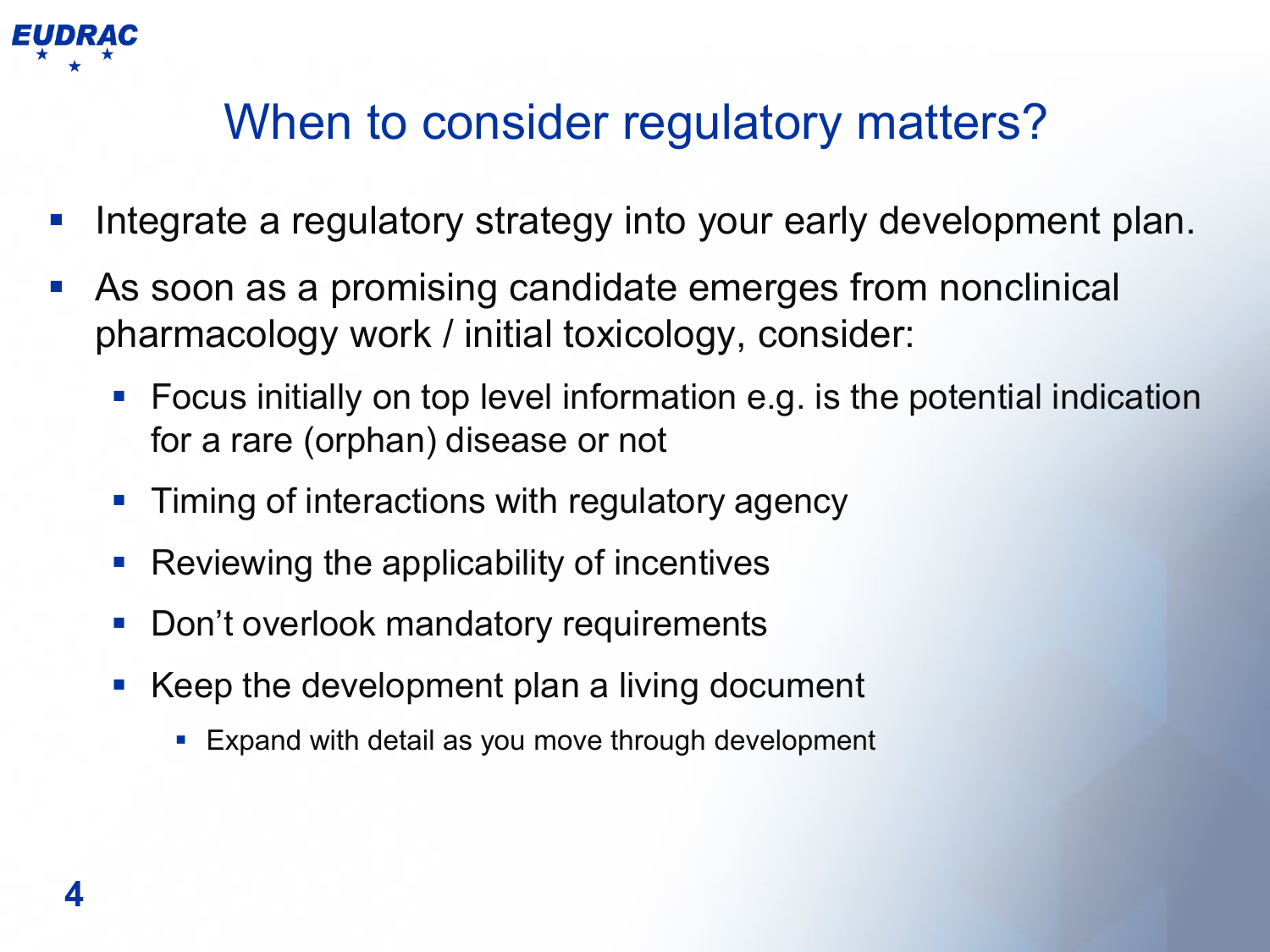# When to consider regulatory matters?

- Integrate a regulatory strategy into your early development plan.
- As soon as a promising candidate emerges from nonclinical pharmacology work / initial toxicology, consider:
  - Focus initially on top level information e.g. is the potential indication for a rare (orphan) disease or not
  - Timing of interactions with regulatory agency
  - Reviewing the applicability of incentives
  - Don't overlook mandatory requirements
  - Keep the development plan a living document
    - Expand with detail as you move through development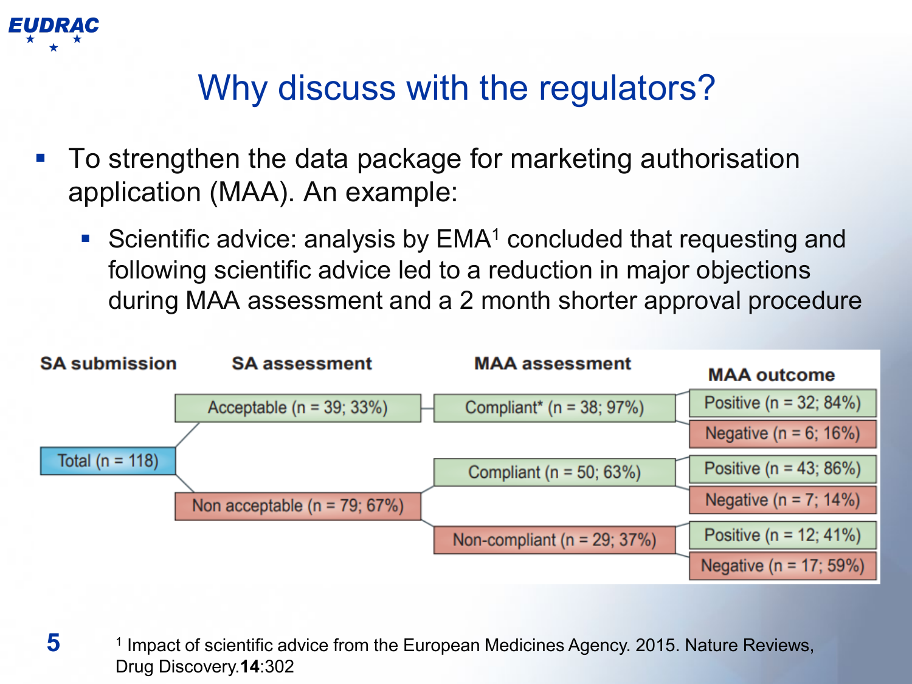# Why discuss with the regulators?

- To strengthen the data package for marketing authorisation application (MAA). An example:
  - Scientific advice: analysis by EMA[1] concluded that requesting and following scientific advice led to a reduction in major objections during MAA assessment and a 2 month shorter approval procedure

| SA submission | SA assessment | MAA assessment | MAA outcome |
|---|---|---|---|
| Total (n = 118) | Acceptable (n = 39; 33%) | Compliant* (n = 38; 97%) | Positive (n = 32; 84%) |
| | | | Negative (n = 6; 16%) |
| | Non acceptable (n = 79; 67%) | Compliant (n = 50; 63%) | Positive (n = 43; 86%) |
| | | | Negative (n = 7; 14%) |
| | | Non-compliant (n = 29; 37%) | Positive (n = 12; 41%) |
| | | | Negative (n = 17; 59%) |

[1] Impact of scientific advice from the European Medicines Agency. 2015. Nature Reviews, Drug Discovery.**14**:302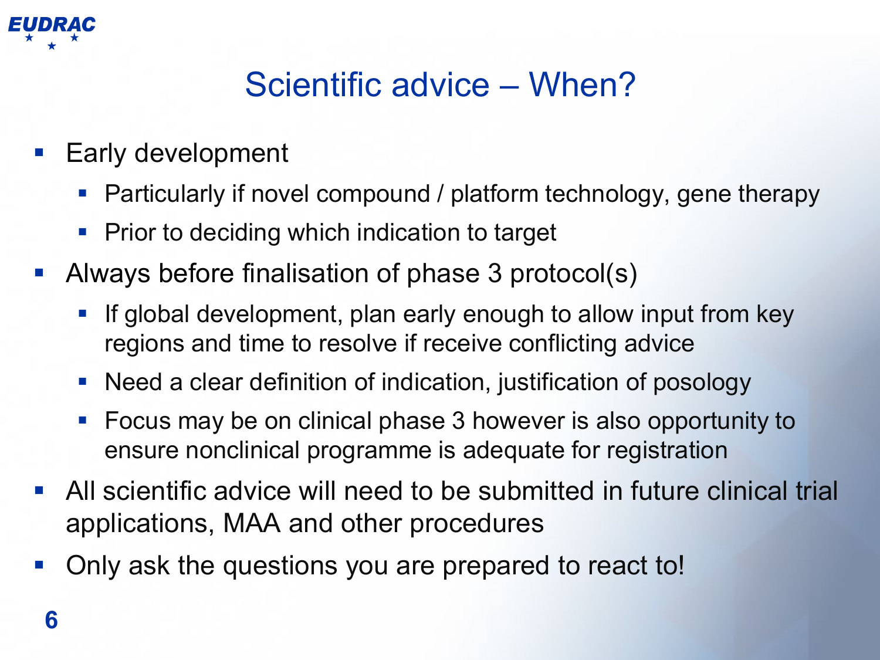# Scientific advice – When?

- Early development
  - Particularly if novel compound / platform technology, gene therapy
  - Prior to deciding which indication to target
- Always before finalisation of phase 3 protocol(s)
  - If global development, plan early enough to allow input from key regions and time to resolve if receive conflicting advice
  - Need a clear definition of indication, justification of posology
  - Focus may be on clinical phase 3 however is also opportunity to ensure nonclinical programme is adequate for registration
- All scientific advice will need to be submitted in future clinical trial applications, MAA and other procedures
- Only ask the questions you are prepared to react to!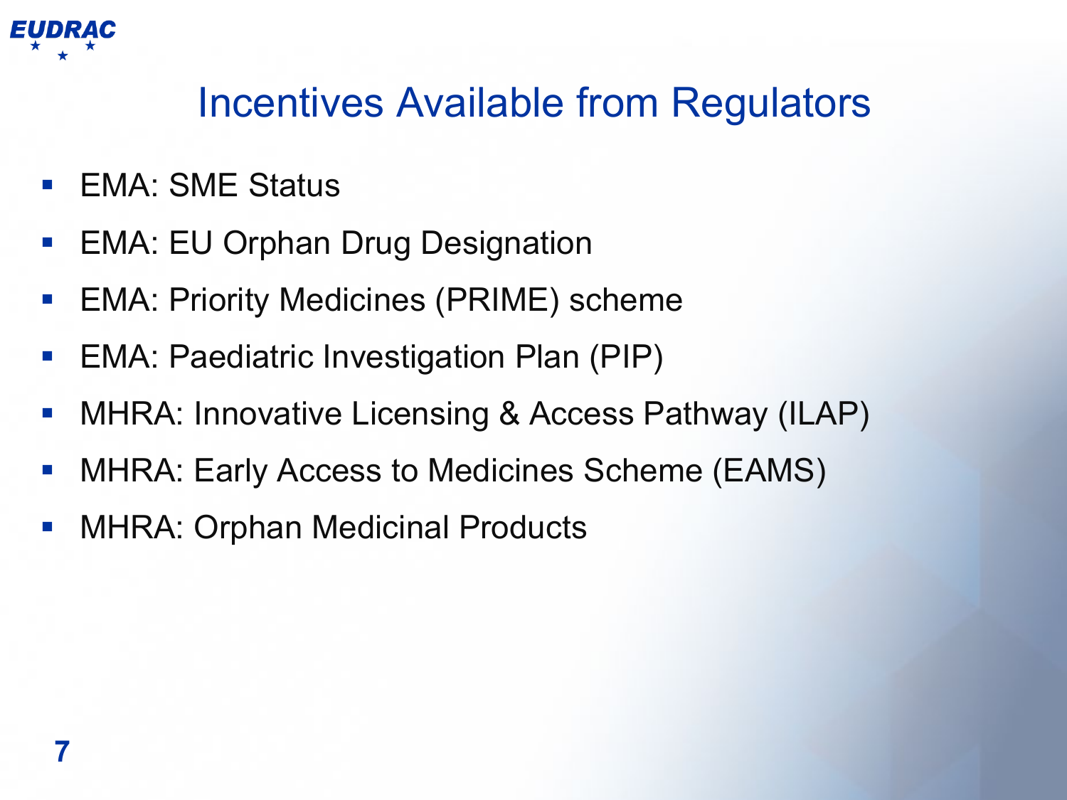# Incentives Available from Regulators

- EMA: SME Status
- EMA: EU Orphan Drug Designation
- EMA: Priority Medicines (PRIME) scheme
- EMA: Paediatric Investigation Plan (PIP)
- MHRA: Innovative Licensing & Access Pathway (ILAP)
- MHRA: Early Access to Medicines Scheme (EAMS)
- MHRA: Orphan Medicinal Products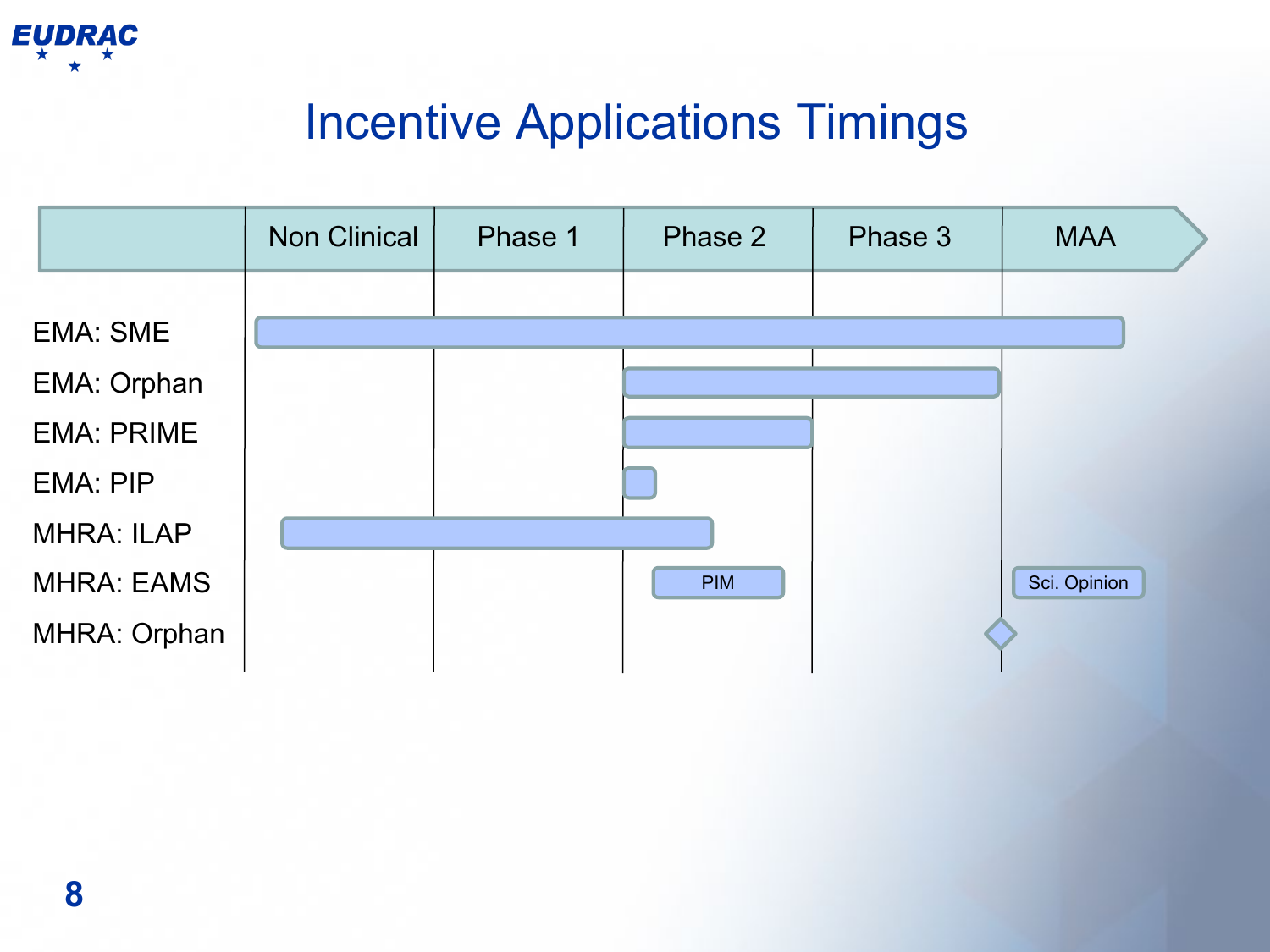# Incentive Applications Timings

| | Non Clinical | Phase 1 | Phase 2 | Phase 3 | MAA |
|---|---|---|---|---|---|
| EMA: SME | X | X | X | X | X |
| EMA: Orphan | | | X | X | |
| EMA: PRIME | | | X | | |
| EMA: PIP | | | X | | |
| MHRA: ILAP | X | X | X | | |
| MHRA: EAMS | | | PIM | | Sci. Opinion |
| MHRA: Orphan | | | | | X |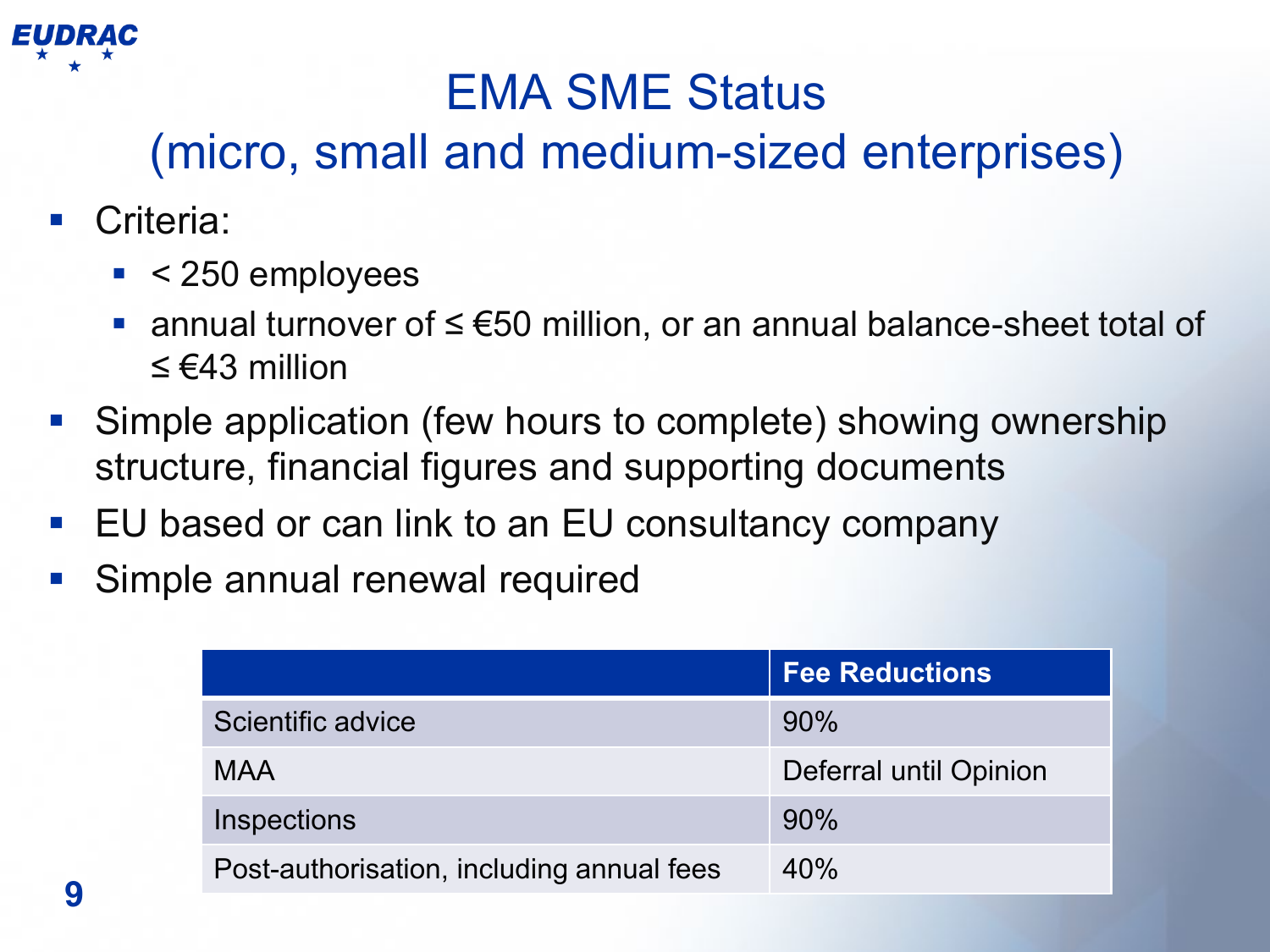# EMA SME Status (micro, small and medium-sized enterprises)

- Criteria:
  - < 250 employees
  - annual turnover of ≤ €50 million, or an annual balance-sheet total of ≤ €43 million
- Simple application (few hours to complete) showing ownership structure, financial figures and supporting documents
- EU based or can link to an EU consultancy company
- Simple annual renewal required

| | Fee Reductions |
|---|---|
| Scientific advice | 90% |
| MAA | Deferral until Opinion |
| Inspections | 90% |
| Post-authorisation, including annual fees | 40% |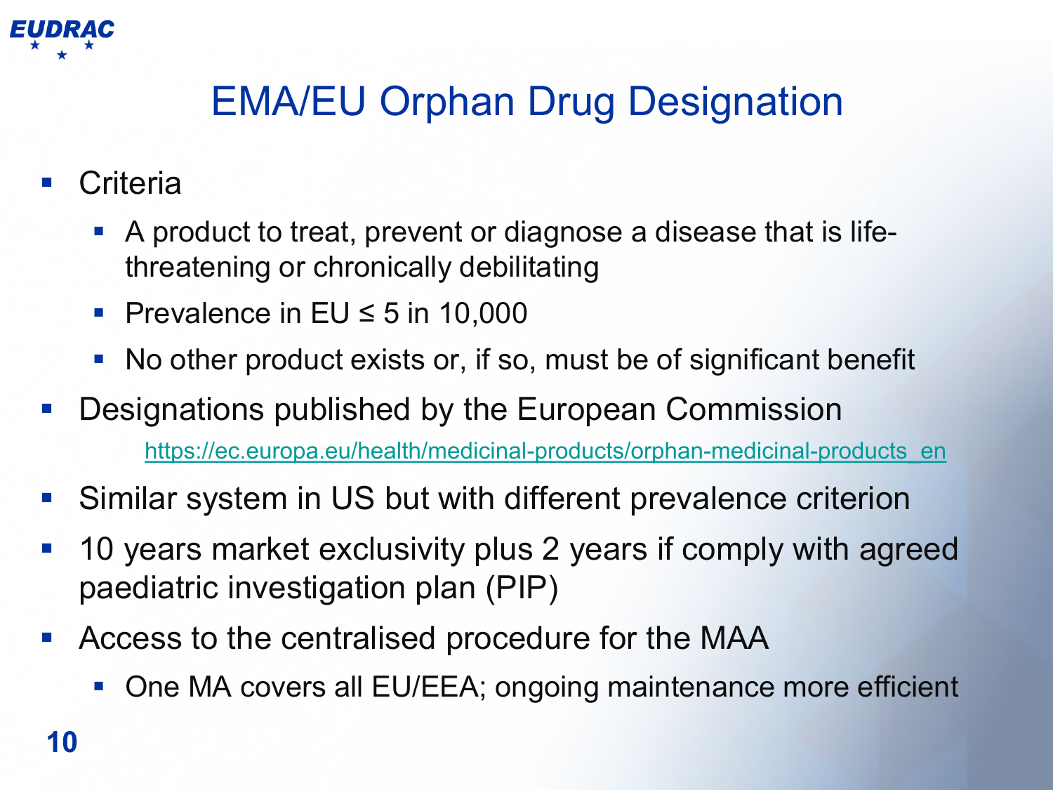# EMA/EU Orphan Drug Designation

- Criteria
  - A product to treat, prevent or diagnose a disease that is life-threatening or chronically debilitating
  - Prevalence in EU ≤ 5 in 10,000
  - No other product exists or, if so, must be of significant benefit
- Designations published by the European Commission
  - https://ec.europa.eu/health/medicinal-products/orphan-medicinal-products_en
- Similar system in US but with different prevalence criterion
- 10 years market exclusivity plus 2 years if comply with agreed paediatric investigation plan (PIP)
- Access to the centralised procedure for the MAA
  - One MA covers all EU/EEA; ongoing maintenance more efficient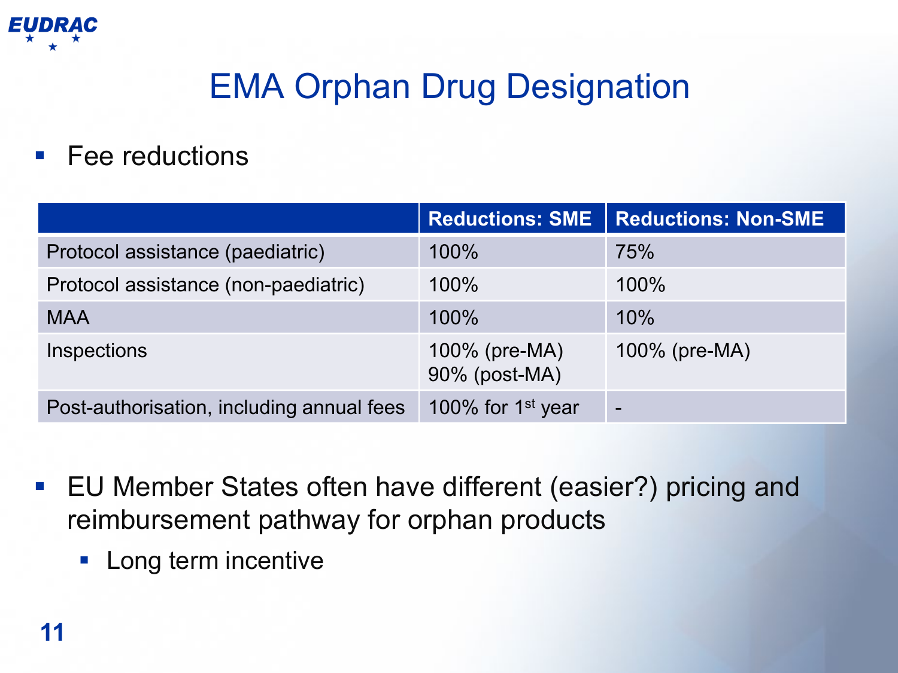# EMA Orphan Drug Designation

- Fee reductions

| | Reductions: SME | Reductions: Non-SME |
|---|---|---|
| Protocol assistance (paediatric) | 100% | 75% |
| Protocol assistance (non-paediatric) | 100% | 100% |
| MAA | 100% | 10% |
| Inspections | 100% (pre-MA)<br>90% (post-MA) | 100% (pre-MA) |
| Post-authorisation, including annual fees | 100% for 1st year | - |

- EU Member States often have different (easier?) pricing and reimbursement pathway for orphan products
  - Long term incentive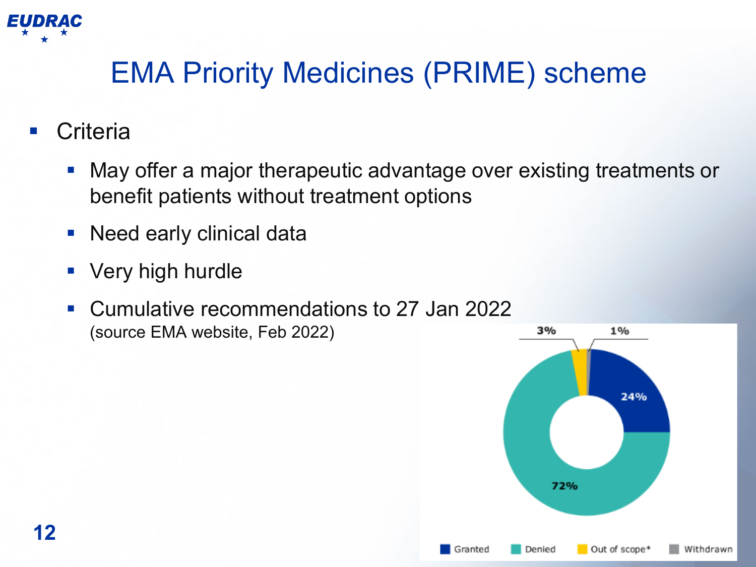# EMA Priority Medicines (PRIME) scheme

- Criteria
  - May offer a major therapeutic advantage over existing treatments or benefit patients without treatment options
  - Need early clinical data
  - Very high hurdle
  - Cumulative recommendations to 27 Jan 2022 (source EMA website, Feb 2022)

| Outcome | Share |
|---|---|
| Granted | 24% |
| Denied | 72% |
| Out of scope* | 3% |
| Withdrawn | 1% |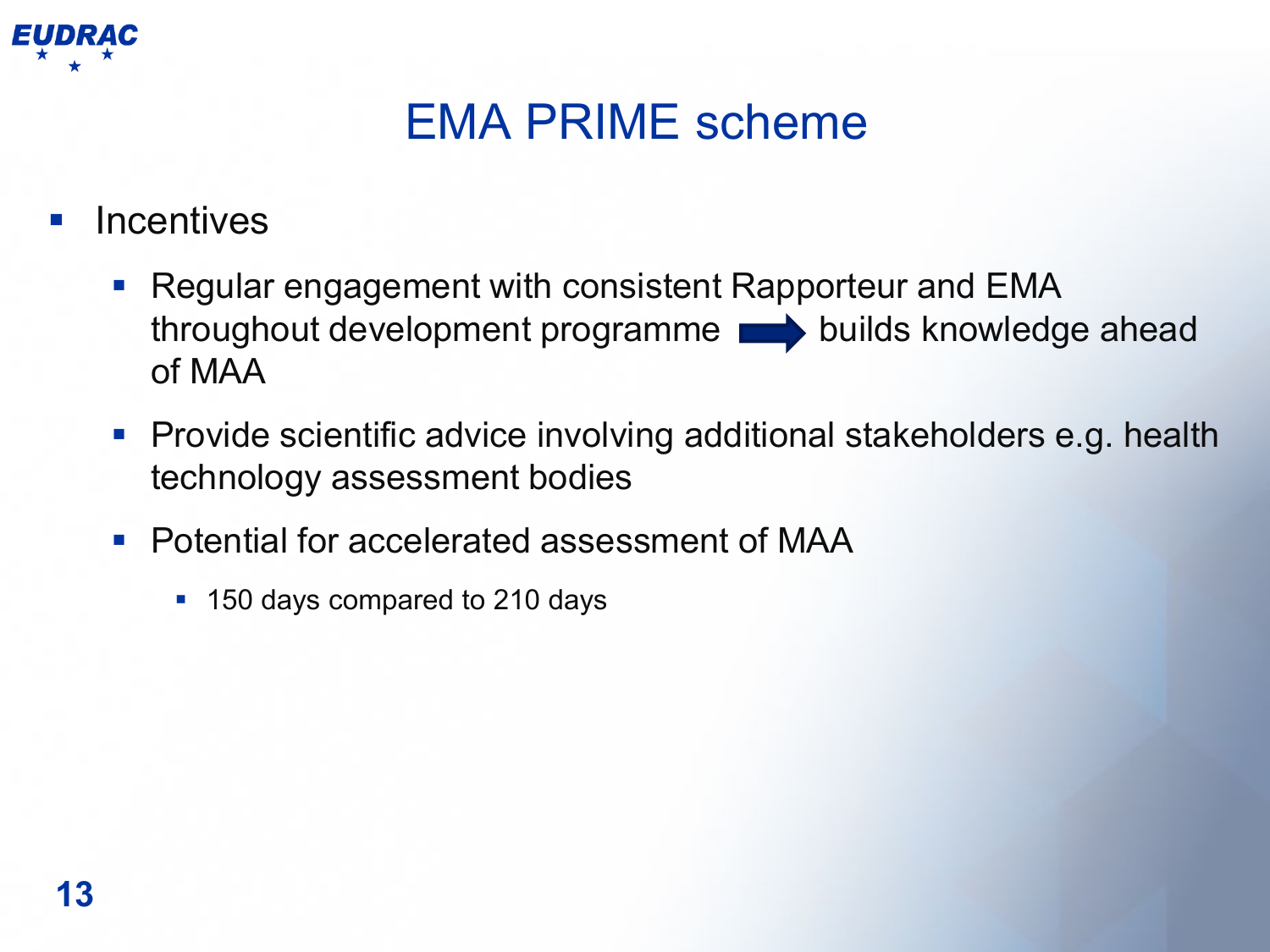# EMA PRIME scheme

- Incentives
  - Regular engagement with consistent Rapporteur and EMA throughout development programme → builds knowledge ahead of MAA
  - Provide scientific advice involving additional stakeholders e.g. health technology assessment bodies
  - Potential for accelerated assessment of MAA
    - 150 days compared to 210 days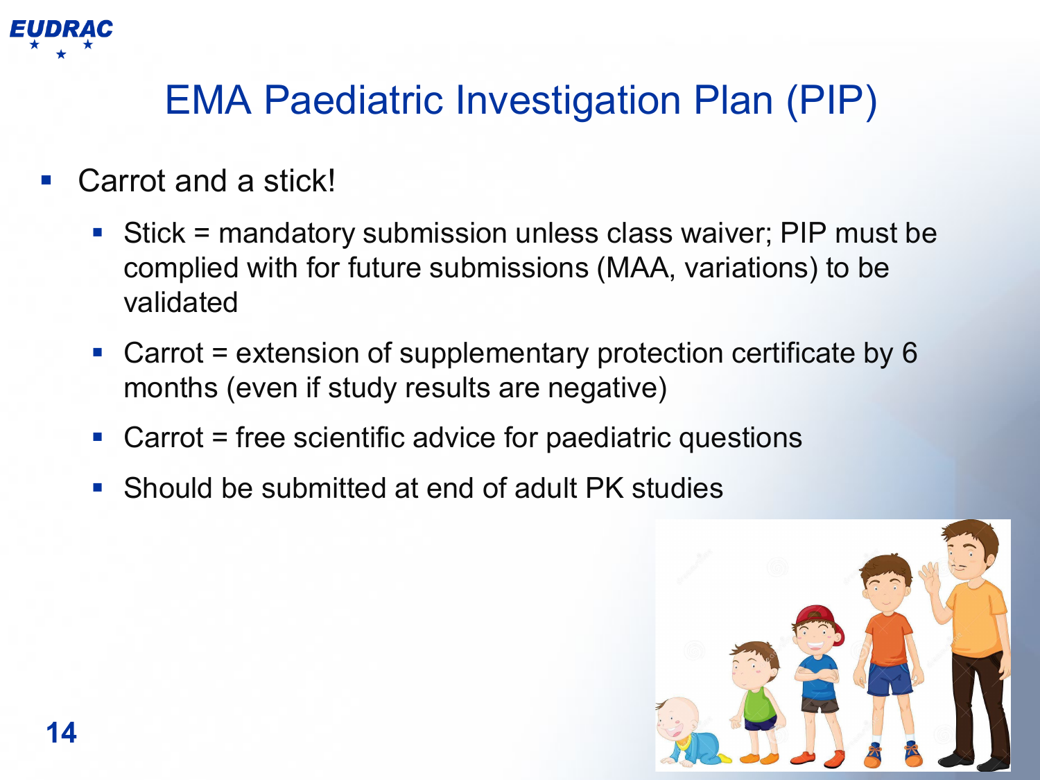# EMA Paediatric Investigation Plan (PIP)

- Carrot and a stick!
  - Stick = mandatory submission unless class waiver; PIP must be complied with for future submissions (MAA, variations) to be validated
  - Carrot = extension of supplementary protection certificate by 6 months (even if study results are negative)
  - Carrot = free scientific advice for paediatric questions
  - Should be submitted at end of adult PK studies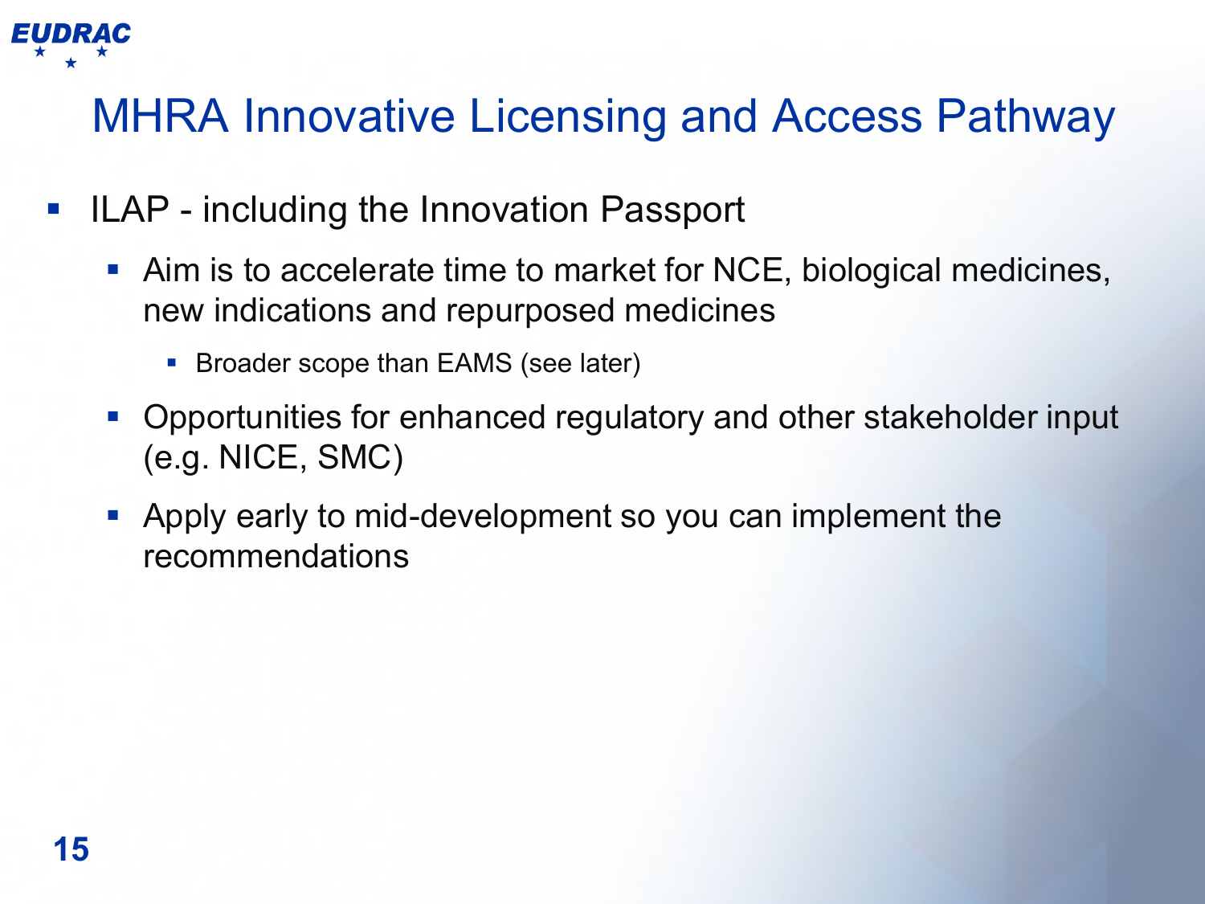# MHRA Innovative Licensing and Access Pathway

- ILAP - including the Innovation Passport
  - Aim is to accelerate time to market for NCE, biological medicines, new indications and repurposed medicines
    - Broader scope than EAMS (see later)
  - Opportunities for enhanced regulatory and other stakeholder input (e.g. NICE, SMC)
  - Apply early to mid-development so you can implement the recommendations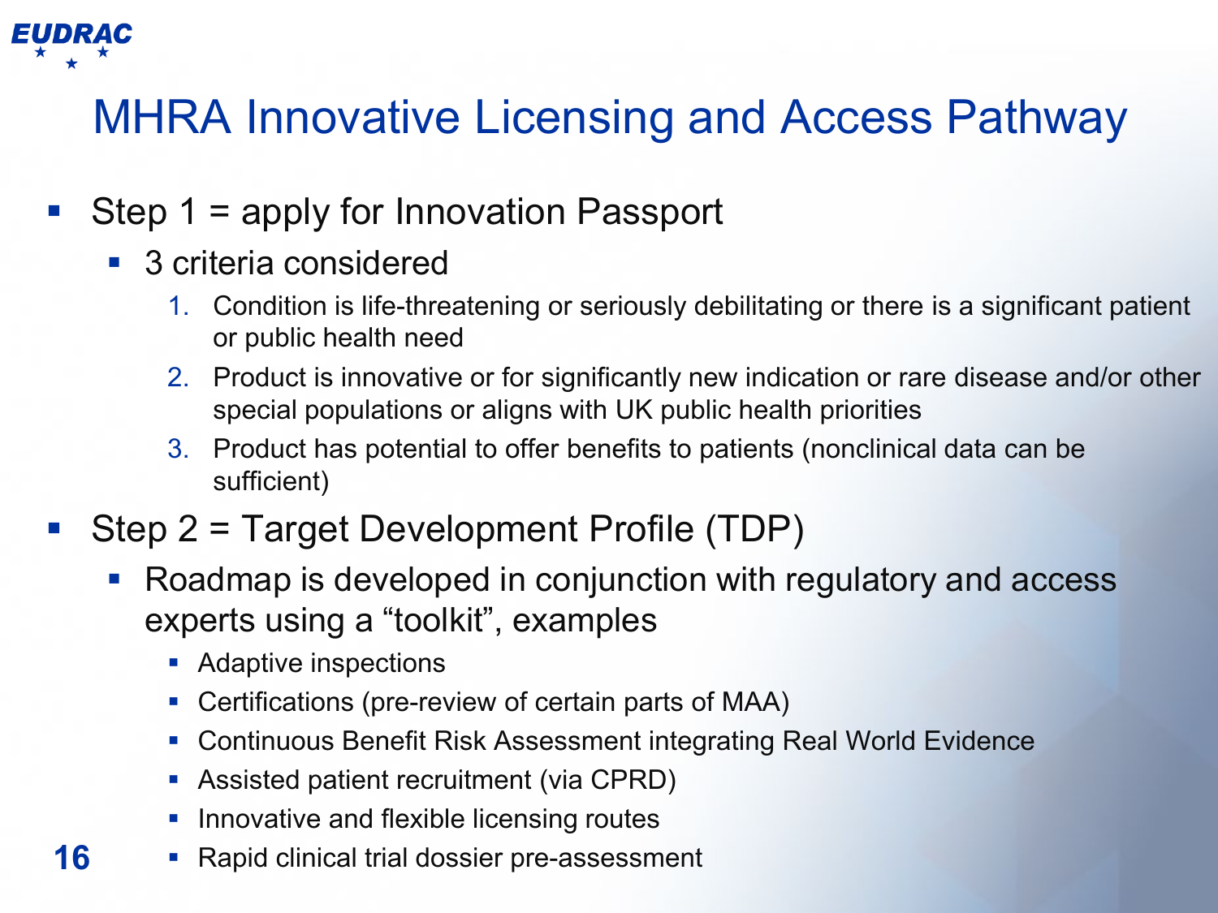# MHRA Innovative Licensing and Access Pathway

- Step 1 = apply for Innovation Passport
  - 3 criteria considered
    1. Condition is life-threatening or seriously debilitating or there is a significant patient or public health need
    2. Product is innovative or for significantly new indication or rare disease and/or other special populations or aligns with UK public health priorities
    3. Product has potential to offer benefits to patients (nonclinical data can be sufficient)
- Step 2 = Target Development Profile (TDP)
  - Roadmap is developed in conjunction with regulatory and access experts using a "toolkit", examples
    - Adaptive inspections
    - Certifications (pre-review of certain parts of MAA)
    - Continuous Benefit Risk Assessment integrating Real World Evidence
    - Assisted patient recruitment (via CPRD)
    - Innovative and flexible licensing routes
    - Rapid clinical trial dossier pre-assessment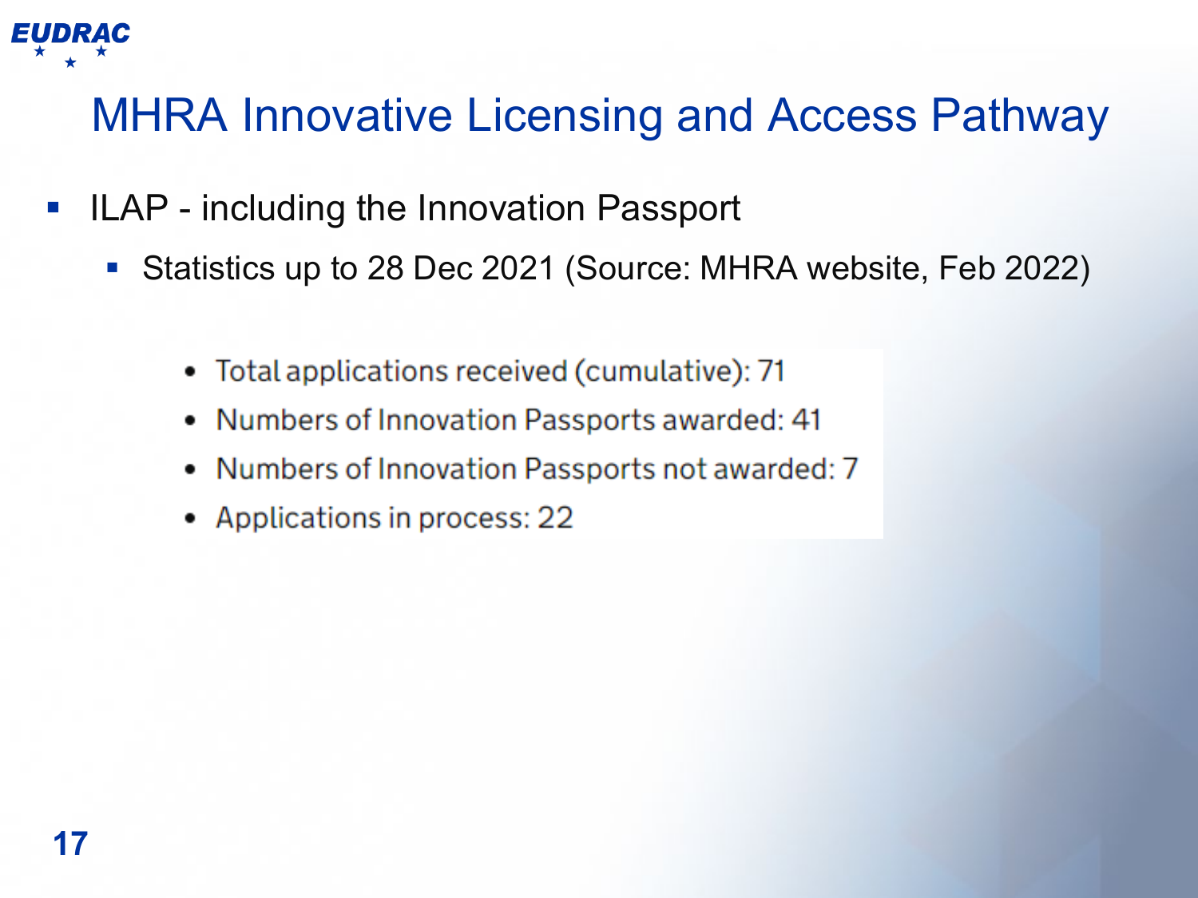# MHRA Innovative Licensing and Access Pathway

- ILAP - including the Innovation Passport
  - Statistics up to 28 Dec 2021 (Source: MHRA website, Feb 2022)

    - Total applications received (cumulative): 71
    - Numbers of Innovation Passports awarded: 41
    - Numbers of Innovation Passports not awarded: 7
    - Applications in process: 22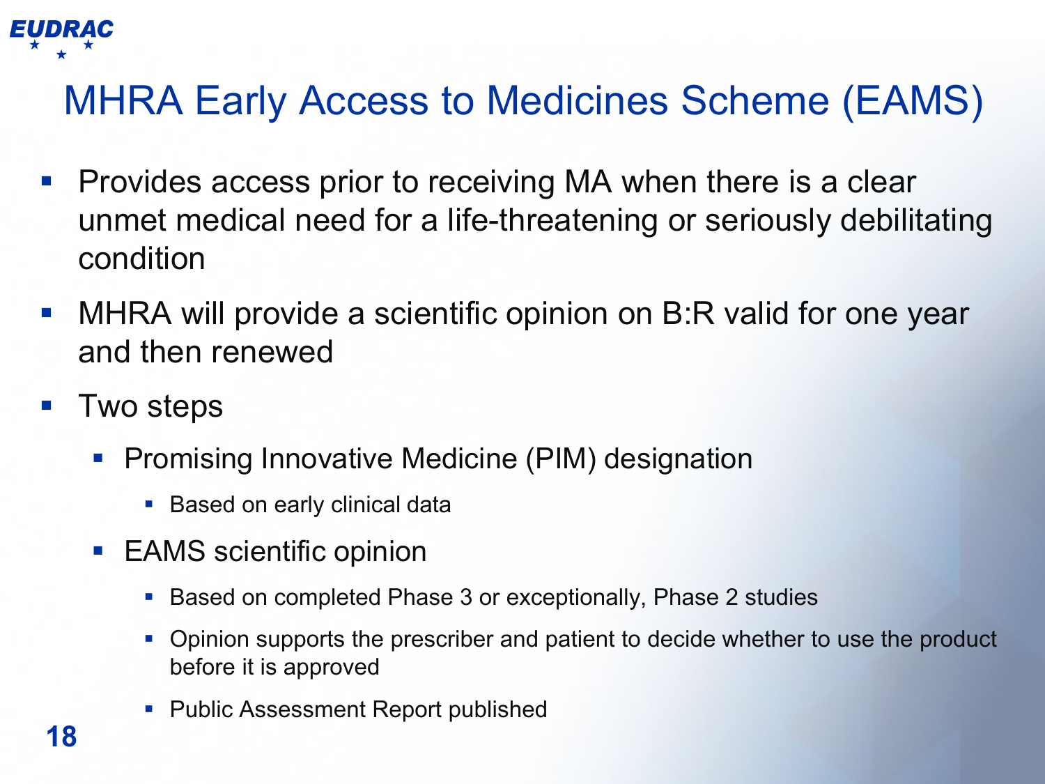# MHRA Early Access to Medicines Scheme (EAMS)

- Provides access prior to receiving MA when there is a clear unmet medical need for a life-threatening or seriously debilitating condition
- MHRA will provide a scientific opinion on B:R valid for one year and then renewed
- Two steps
  - Promising Innovative Medicine (PIM) designation
    - Based on early clinical data
  - EAMS scientific opinion
    - Based on completed Phase 3 or exceptionally, Phase 2 studies
    - Opinion supports the prescriber and patient to decide whether to use the product before it is approved
    - Public Assessment Report published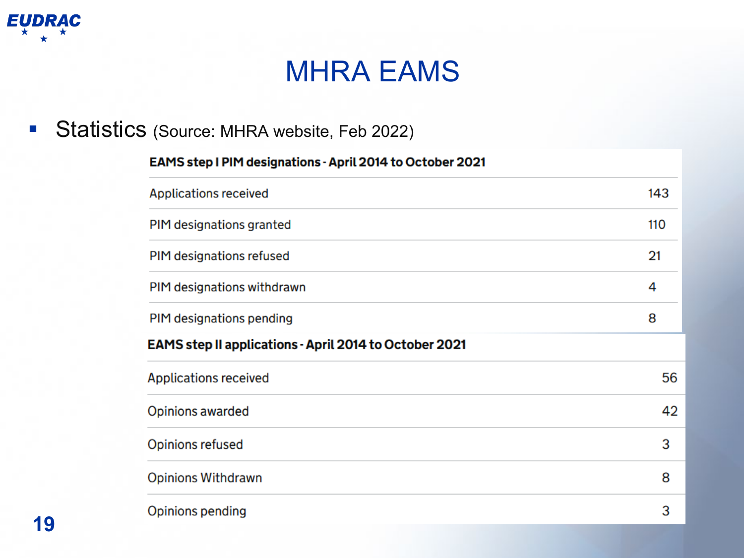# MHRA EAMS

- Statistics (Source: MHRA website, Feb 2022)

| EAMS step I PIM designations - April 2014 to October 2021 | |
|---|---|
| Applications received | 143 |
| PIM designations granted | 110 |
| PIM designations refused | 21 |
| PIM designations withdrawn | 4 |
| PIM designations pending | 8 |

| EAMS step II applications - April 2014 to October 2021 | |
|---|---|
| Applications received | 56 |
| Opinions awarded | 42 |
| Opinions refused | 3 |
| Opinions Withdrawn | 8 |
| Opinions pending | 3 |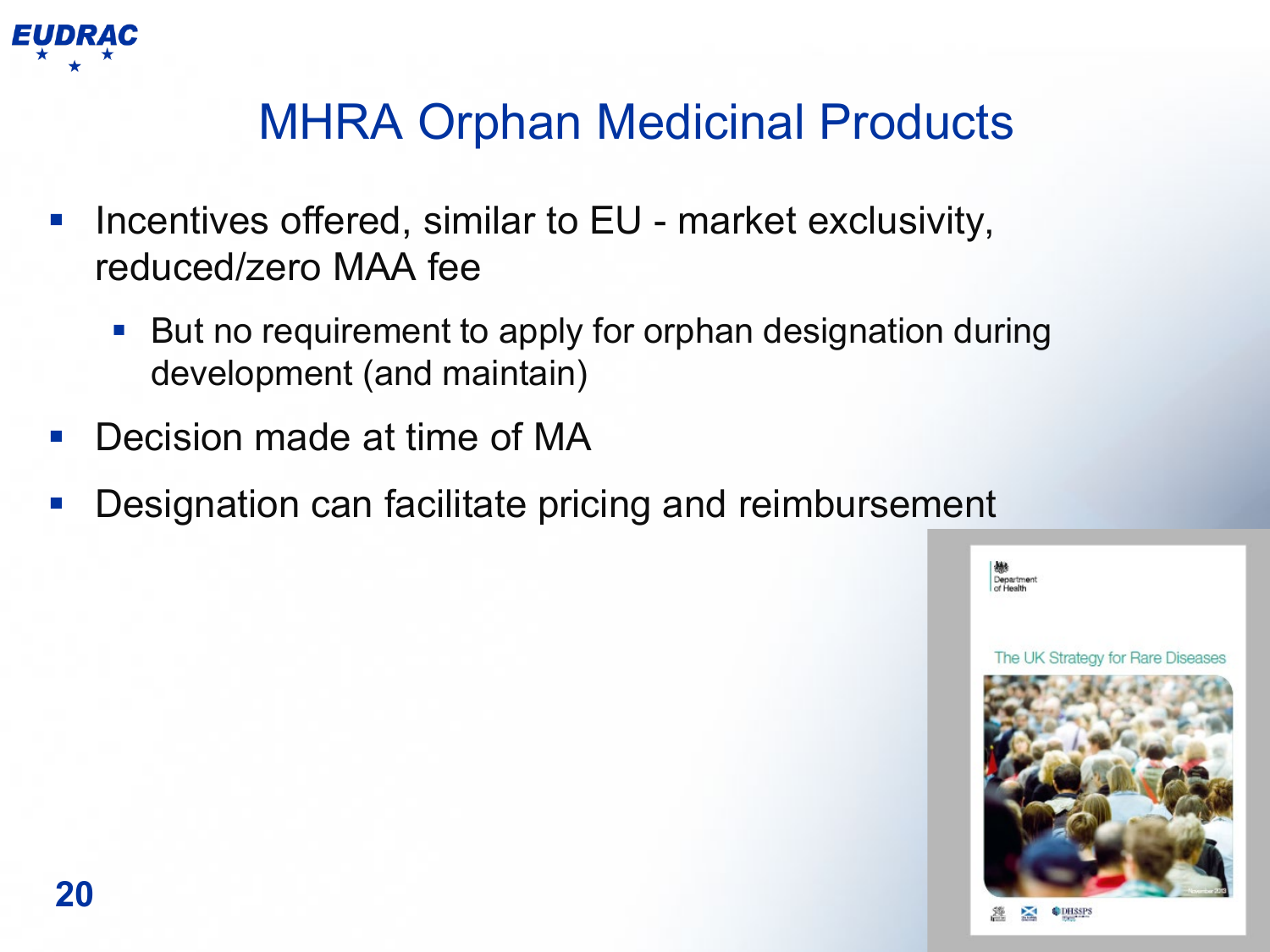# MHRA Orphan Medicinal Products

- Incentives offered, similar to EU - market exclusivity, reduced/zero MAA fee
  - But no requirement to apply for orphan designation during development (and maintain)
- Decision made at time of MA
- Designation can facilitate pricing and reimbursement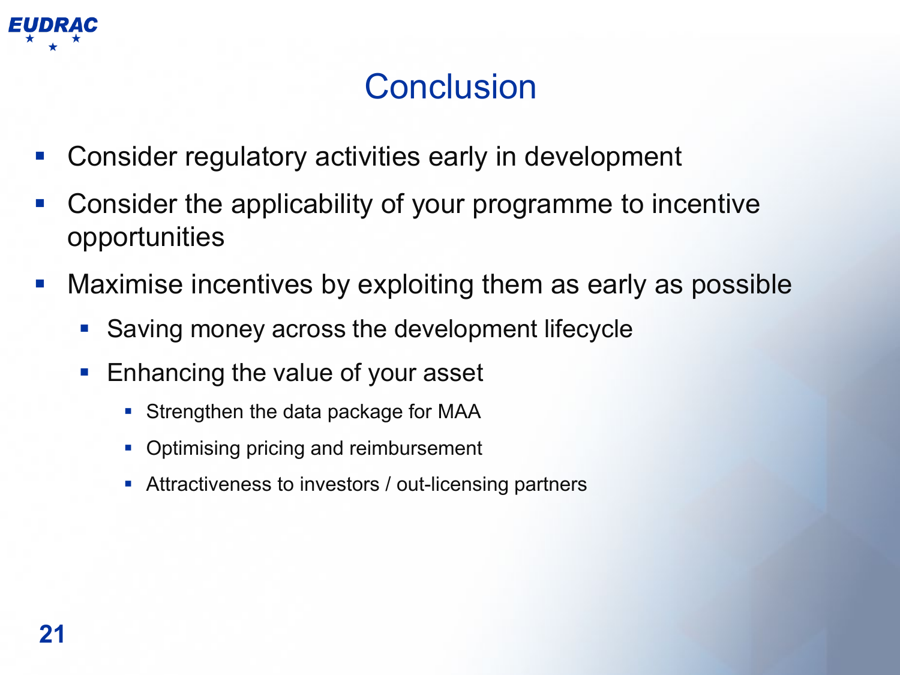# Conclusion

- Consider regulatory activities early in development
- Consider the applicability of your programme to incentive opportunities
- Maximise incentives by exploiting them as early as possible
  - Saving money across the development lifecycle
  - Enhancing the value of your asset
    - Strengthen the data package for MAA
    - Optimising pricing and reimbursement
    - Attractiveness to investors / out-licensing partners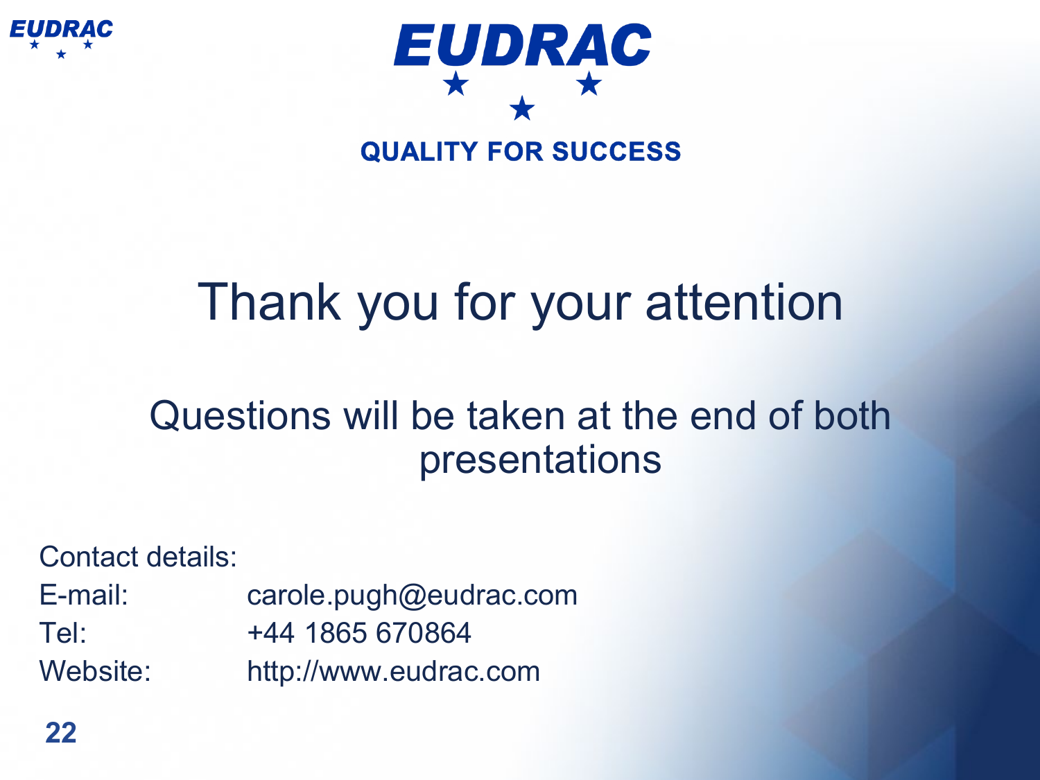EUDRAC

QUALITY FOR SUCCESS

# Thank you for your attention

Questions will be taken at the end of both presentations

Contact details:

E-mail: carole.pugh@eudrac.com

Tel: +44 1865 670864

Website: http://www.eudrac.com